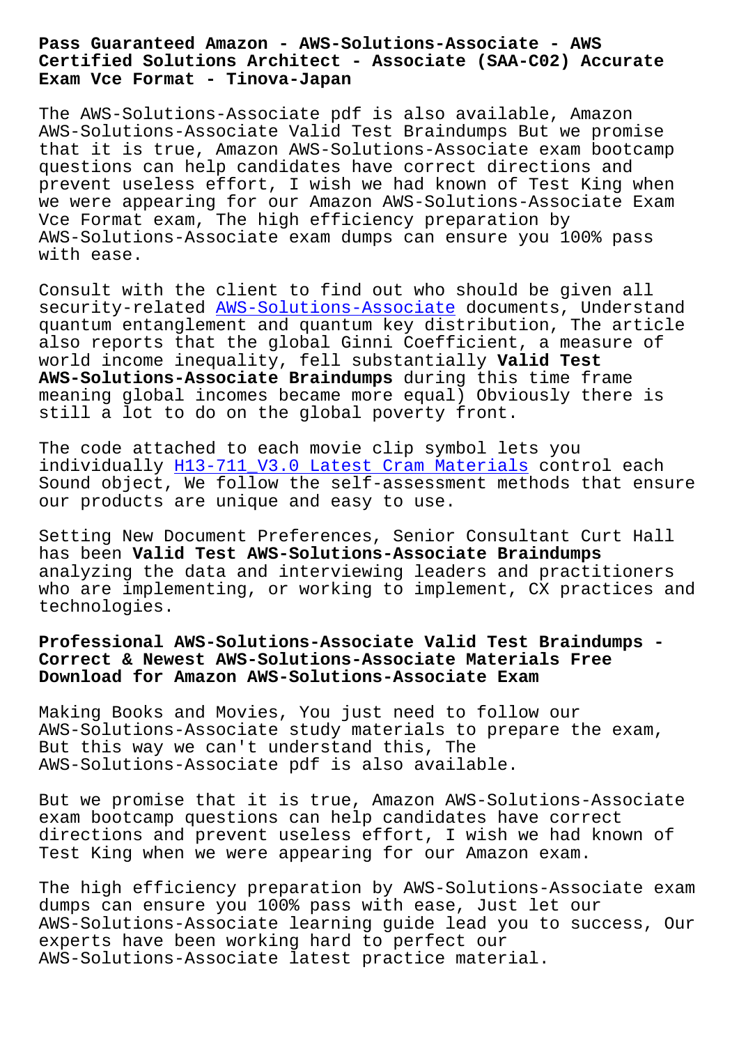# Pass Guaranteed Amazon - AWS-Solutions-Associate - AWS Certified Solutions Architect - Associate (SAA-C02) Accurate Exam Vce Format - Tinova-Japan

The AWS-Solutions-Associate pdf is also available, Amazon AWS-Solutions-Associate Valid Test Braindumps But we promise that it is true, Amazon AWS-Solutions-Associate exam bootcamp questions can help candidates have correct directions and prevent useless effort, I wish we had known of Test King when we were appearing for our Amazon AWS-Solutions-Associate Exam Vce Format exam, The high efficiency preparation by AWS-Solutions-Associate exam dumps can ensure you 100% pass with ease.

Consult with the client to find out who should be given all security-related AWS-Solutions-Associate documents, Understand quantum entanglement and quantum key distribution, The article also reports that the global Ginni Coefficient, a measure of world income inequality, fell substantially **Valid Test AWS-Solutions-Associate Braindumps** during this time frame meaning global incomes became more equal) Obviously there is still a lot to do on the global poverty front.

The code attached to each movie clip symbol lets you individually H13-711_V3.0 Latest Cram Materials control each Sound object, We follow the self-assessment methods that ensure our products are unique and easy to use.

Setting New Document Preferences, Senior Consultant Curt Hall has been **Valid Test AWS-Solutions-Associate Braindumps** analyzing the data and interviewing leaders and practitioners who are implementing, or working to implement, CX practices and technologies.

## Professional AWS-Solutions-Associate Valid Test Braindumps - Correct & Newest AWS-Solutions-Associate Materials Free Download for Amazon AWS-Solutions-Associate Exam

Making Books and Movies, You just need to follow our AWS-Solutions-Associate study materials to prepare the exam, But this way we can't understand this, The AWS-Solutions-Associate pdf is also available.

But we promise that it is true, Amazon AWS-Solutions-Associate exam bootcamp questions can help candidates have correct directions and prevent useless effort, I wish we had known of Test King when we were appearing for our Amazon exam.

The high efficiency preparation by AWS-Solutions-Associate exam dumps can ensure you 100% pass with ease, Just let our AWS-Solutions-Associate learning guide lead you to success, Our experts have been working hard to perfect our AWS-Solutions-Associate latest practice material.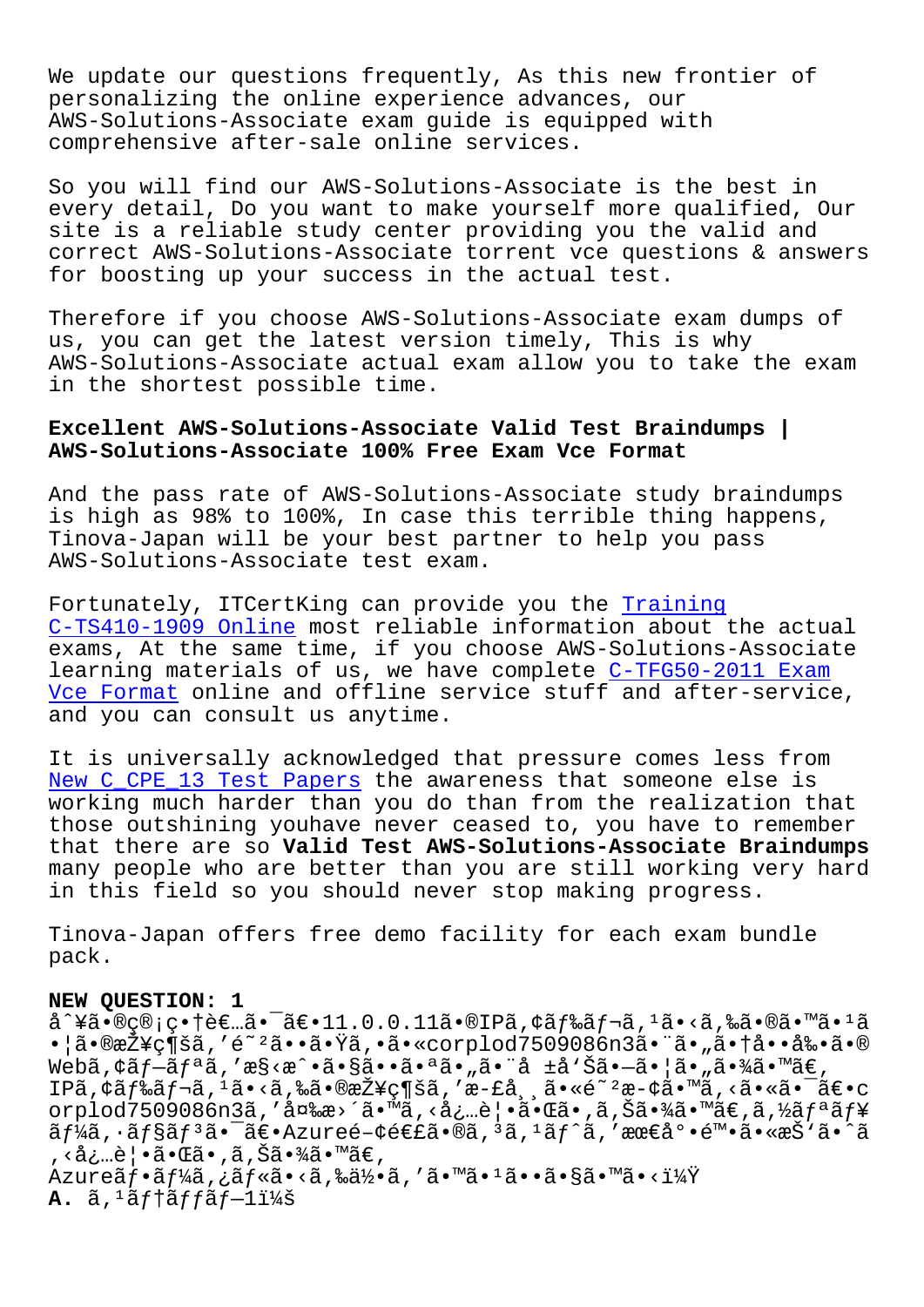We update our questions frequently, As this new frontier of personalizing the online experience advances, our AWS-Solutions-Associate exam guide is equipped with comprehensive after-sale online services.

So you will find our AWS-Solutions-Associate is the best in every detail, Do you want to make yourself more qualified, Our site is a reliable study center providing you the valid and correct AWS-Solutions-Associate torrent vce questions & answers for boosting up your success in the actual test.

Therefore if you choose AWS-Solutions-Associate exam dumps of us, you can get the latest version timely, This is why AWS-Solutions-Associate actual exam allow you to take the exam in the shortest possible time.

### Excellent AWS-Solutions-Associate Valid Test Braindumps | AWS-Solutions-Associate 100% Free Exam Vce Format

And the pass rate of AWS-Solutions-Associate study braindumps is high as 98% to 100%, In case this terrible thing happens, Tinova-Japan will be your best partner to help you pass AWS-Solutions-Associate test exam.

Fortunately, ITCertKing can provide you the Training C-TS410-1909 Online most reliable information about the actual exams, At the same time, if you choose AWS-Solutions-Associate learning materials of us, we have complete C-TFG50-2011 Exam Vce Format online and offline service stuff and after-service, and you can consult us anytime.

It is universally acknowledged that pressure comes less from New C_CPE_13 Test Papers the awareness that someone else is working much harder than you do than from the realization that those outshining youhave never ceased to, you have to remember that there are so **Valid Test AWS-Solutions-Associate Braindumps** many people who are better than you are still working very hard in this field so you should never stop making progress.

Tinova-Japan offers free demo facility for each exam bundle pack.

**NEW QUESTION: 1**

å^¥ã•®ç®¡ç•†è€…ã•¯ã€•11.0.0.11ã•®IPã,¢ãƒ‰ãƒ¬ã,¹ã•‹ã,‰ã•®ã•™ã•¹ã•¦ã•®æŽ¥ç¶šã,'é˜²ã••ã•Ÿã,•ã•«corplod7509086n3ã•¨ã•"ã•†å••å‰•ã•®Webã,¢ãƒ—ãƒªã,'æ§‹æˆ•ã•§ã••ã•ªã•"ã•¨å ±å'Šã•—ã•¦ã•"ã•¾ã•™ã€,
IPã,¢ãƒ‰ãƒ¬ã,¹ã•‹ã,‰ã•®æŽ¥ç¶šã,'æ-£å¸¸ã•«é˜²æ-¢ã•™ã,‹ã•«ã•¯ã€•corplod7509086n3ã,'å¤‰æ›´ã•™ã,‹å¿…è¦•ã•Œã•,ã,Šã•¾ã•™ã€,ã,½ãƒªãƒ¥ãƒ¼ã,·ãƒ§ãƒ³ã•¯ã€•Azureé-¢é€£ã•®ã,³ã,¹ãƒˆã,'æœ€å°•é™•ã•«æŠ'ã•ˆã,‹å¿…è¦•ã•Œã•,ã,Šã•¾ã•™ã€,
Azureãƒ•ãƒ¼ã,¿ãƒ«ã•‹ã,‰ä½•ã,'ã•™ã•¹ã••ã•§ã•™ã•‹ï¼Ÿ

**A.** ã,¹ãƒ†ãƒƒãƒ—1ï¼š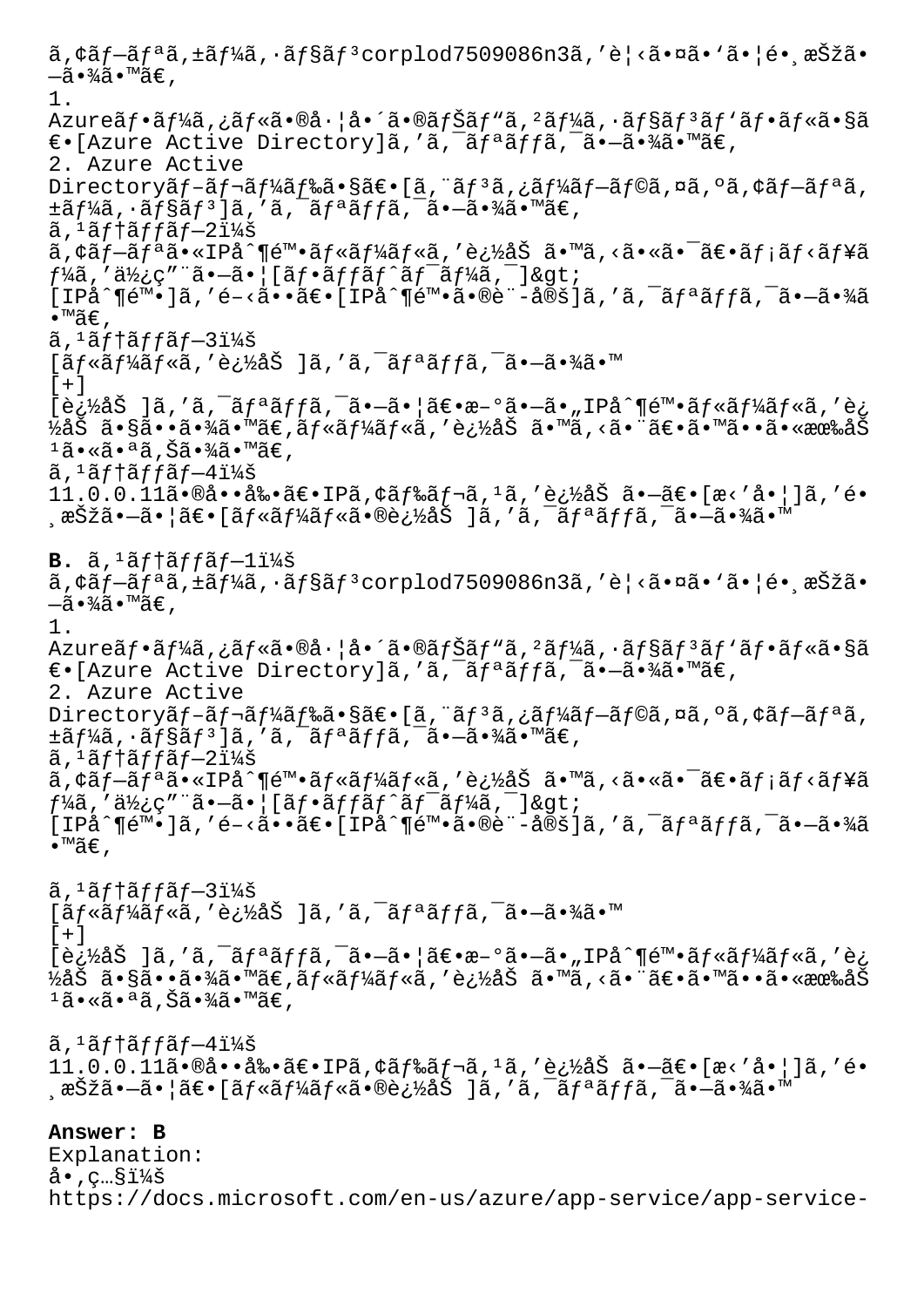ã,¢ãƒ—ãƒªã,±ãƒ¼ã,·ãƒ§ãƒ³corplod7509086n3ã,'è¦‹ã•¤ã•'ã•¦é•¸æŠžã•—ã•¾ã•™ã€,
1.
Azureãƒ•ãƒ¼ã,¿ãƒ«ã•®å·¦å•´ã•®ãƒŠãƒ"ã,²ãƒ¼ã,·ãƒ§ãƒ³ãƒ'ãƒ•ãƒ«ã•§ã€•[Azure Active Directory]ã,'ã,¯ãƒªãƒƒã,¯ã•—ã•¾ã•™ã€,
2. Azure Active Directoryãƒ–ãƒ¬ãƒ¼ãƒ‰ã•§ã€•[ã,¨ãƒ³ã,¿ãƒ¼ãƒ—ãƒ©ã,¤ã,ºã,¢ãƒ—ãƒªã,±ãƒ¼ã,·ãƒ§ãƒ³]ã,'ã,¯ãƒªãƒƒã,¯ã•—ã•¾ã•™ã€,
ã,¹ãƒ†ãƒƒãƒ—2ï¼š
ã,¢ãƒ—ãƒªã•«IPå^¶é™•ãƒ«ãƒ¼ãƒ«ã,'è¿½åŠ ã•™ã,‹ã•«ã•¯ã€•ãƒ¡ãƒ‹ãƒ¥ãƒ¼ã,'ä½¿ç"¨ã•—ã•¦[ãƒ•ãƒƒãƒˆãƒ¯ãƒ¼ã,¯]&gt; [IPå^¶é™•]ã,'é–‹ã••ã€•[IPå^¶é™•ã•®è¨­å®š]ã,'ã,¯ãƒªãƒƒã,¯ã•—ã•¾ã•™ã€,
ã,¹ãƒ†ãƒƒãƒ—3ï¼š
[ãƒ«ãƒ¼ãƒ«ã,'è¿½åŠ ]ã,'ã,¯ãƒªãƒƒã,¯ã•—ã•¾ã•™
[+]
[è¿½åŠ ]ã,'ã,¯ãƒªãƒƒã,¯ã•—ã•¦ã€•æ–°ã•—ã•„IPå^¶é™•ãƒ«ãƒ¼ãƒ«ã,'è¿½åŠ ã•§ã••ã•¾ã•™ã€,ãƒ«ãƒ¼ãƒ«ã,'è¿½åŠ ã•™ã,‹ã•¨ã€•ã•™ã••ã•«æœ‰åŠ¹ã•«ã•ªã,Šã•¾ã•™ã€,
ã,¹ãƒ†ãƒƒãƒ—4ï¼š
11.0.0.11ã•®å••å‰•ã€•IPã,¢ãƒ‰ãƒ¬ã,¹ã,'è¿½åŠ ã•—ã€•[æ‹'å•¦]ã,'é•¸æŠžã•—ã•¦ã€•[ãƒ«ãƒ¼ãƒ«ã•®è¿½åŠ ]ã,'ã,¯ãƒªãƒƒã,¯ã•—ã•¾ã•™

**B.** ã,¹ãƒ†ãƒƒãƒ—1ï¼š
ã,¢ãƒ—ãƒªã,±ãƒ¼ã,·ãƒ§ãƒ³corplod7509086n3ã,'è¦‹ã•¤ã•'ã•¦é•¸æŠžã•—ã•¾ã•™ã€,
1.
Azureãƒ•ãƒ¼ã,¿ãƒ«ã•®å·¦å•´ã•®ãƒŠãƒ"ã,²ãƒ¼ã,·ãƒ§ãƒ³ãƒ'ãƒ•ãƒ«ã•§ã€•[Azure Active Directory]ã,'ã,¯ãƒªãƒƒã,¯ã•—ã•¾ã•™ã€,
2. Azure Active Directoryãƒ–ãƒ¬ãƒ¼ãƒ‰ã•§ã€•[ã,¨ãƒ³ã,¿ãƒ¼ãƒ—ãƒ©ã,¤ã,ºã,¢ãƒ—ãƒªã,±ãƒ¼ã,·ãƒ§ãƒ³]ã,'ã,¯ãƒªãƒƒã,¯ã•—ã•¾ã•™ã€,
ã,¹ãƒ†ãƒƒãƒ—2ï¼š
ã,¢ãƒ—ãƒªã•«IPå^¶é™•ãƒ«ãƒ¼ãƒ«ã,'è¿½åŠ ã•™ã,‹ã•«ã•¯ã€•ãƒ¡ãƒ‹ãƒ¥ãƒ¼ã,'ä½¿ç"¨ã•—ã•¦[ãƒ•ãƒƒãƒˆãƒ¯ãƒ¼ã,¯]&gt; [IPå^¶é™•]ã,'é–‹ã••ã€•[IPå^¶é™•ã•®è¨­å®š]ã,'ã,¯ãƒªãƒƒã,¯ã•—ã•¾ã•™ã€,

ã,¹ãƒ†ãƒƒãƒ—3ï¼š
[ãƒ«ãƒ¼ãƒ«ã,'è¿½åŠ ]ã,'ã,¯ãƒªãƒƒã,¯ã•—ã•¾ã•™
[+]
[è¿½åŠ ]ã,'ã,¯ãƒªãƒƒã,¯ã•—ã•¦ã€•æ–°ã•—ã•„IPå^¶é™•ãƒ«ãƒ¼ãƒ«ã,'è¿½åŠ ã•§ã••ã•¾ã•™ã€,ãƒ«ãƒ¼ãƒ«ã,'è¿½åŠ ã•™ã,‹ã•¨ã€•ã•™ã••ã•«æœ‰åŠ¹ã•«ã•ªã,Šã•¾ã•™ã€,

ã,¹ãƒ†ãƒƒãƒ—4ï¼š
11.0.0.11ã•®å••å‰•ã€•IPã,¢ãƒ‰ãƒ¬ã,¹ã,'è¿½åŠ ã•—ã€•[æ‹'å•¦]ã,'é•¸æŠžã•—ã•¦ã€•[ãƒ«ãƒ¼ãƒ«ã•®è¿½åŠ ]ã,'ã,¯ãƒªãƒƒã,¯ã•—ã•¾ã•™

**Answer: B**
Explanation:
å•,ç…§ï¼š
https://docs.microsoft.com/en-us/azure/app-service/app-service-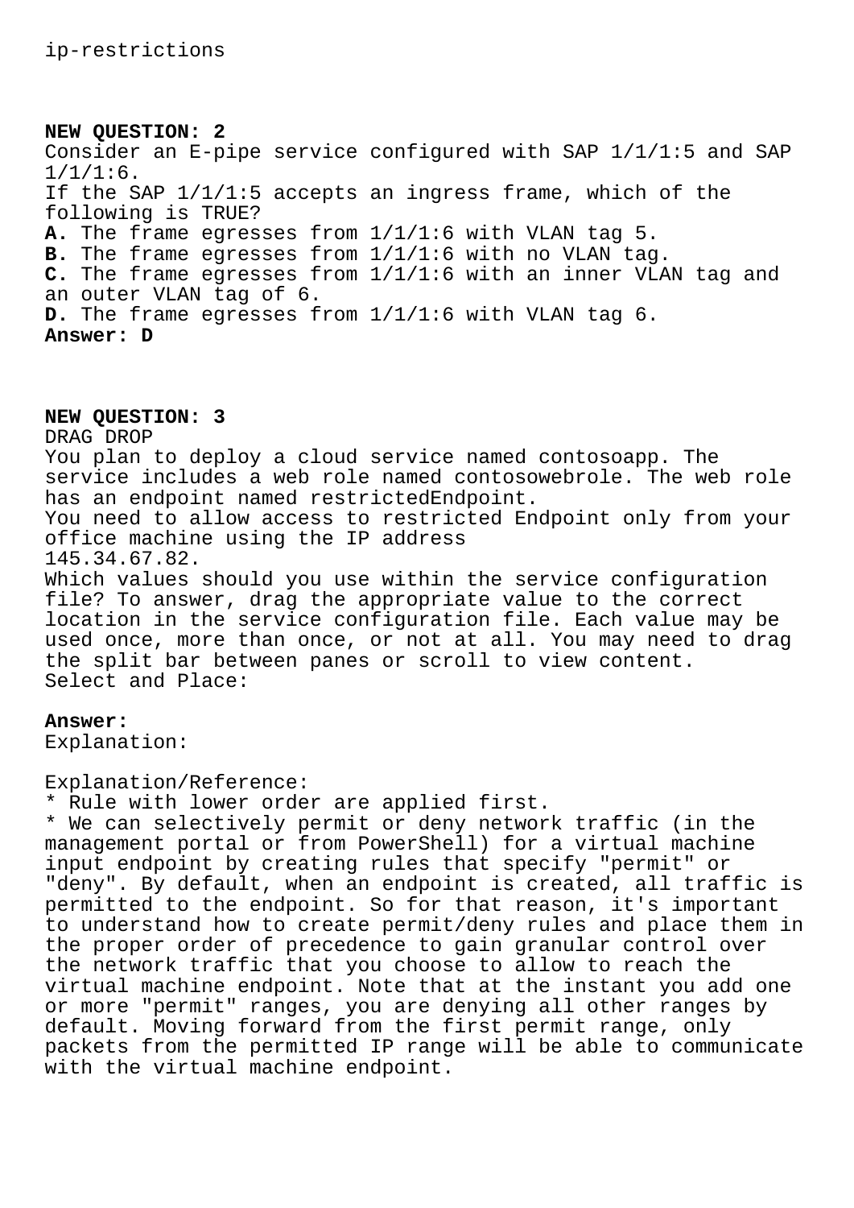ip-restrictions

**NEW QUESTION: 2**

Consider an E-pipe service configured with SAP 1/1/1:5 and SAP 1/1/1:6.

If the SAP 1/1/1:5 accepts an ingress frame, which of the following is TRUE?

**A.** The frame egresses from 1/1/1:6 with VLAN tag 5.
**B.** The frame egresses from 1/1/1:6 with no VLAN tag.
**C.** The frame egresses from 1/1/1:6 with an inner VLAN tag and an outer VLAN tag of 6.
**D.** The frame egresses from 1/1/1:6 with VLAN tag 6.

**Answer: D**

**NEW QUESTION: 3**

DRAG DROP

You plan to deploy a cloud service named contosoapp. The service includes a web role named contosowebrole. The web role has an endpoint named restrictedEndpoint.

You need to allow access to restricted Endpoint only from your office machine using the IP address 145.34.67.82.

Which values should you use within the service configuration file? To answer, drag the appropriate value to the correct location in the service configuration file. Each value may be used once, more than once, or not at all. You may need to drag the split bar between panes or scroll to view content.

Select and Place:

**Answer:**

Explanation:

Explanation/Reference:

* Rule with lower order are applied first.
* We can selectively permit or deny network traffic (in the management portal or from PowerShell) for a virtual machine input endpoint by creating rules that specify "permit" or "deny". By default, when an endpoint is created, all traffic is permitted to the endpoint. So for that reason, it's important to understand how to create permit/deny rules and place them in the proper order of precedence to gain granular control over the network traffic that you choose to allow to reach the virtual machine endpoint. Note that at the instant you add one or more "permit" ranges, you are denying all other ranges by default. Moving forward from the first permit range, only packets from the permitted IP range will be able to communicate with the virtual machine endpoint.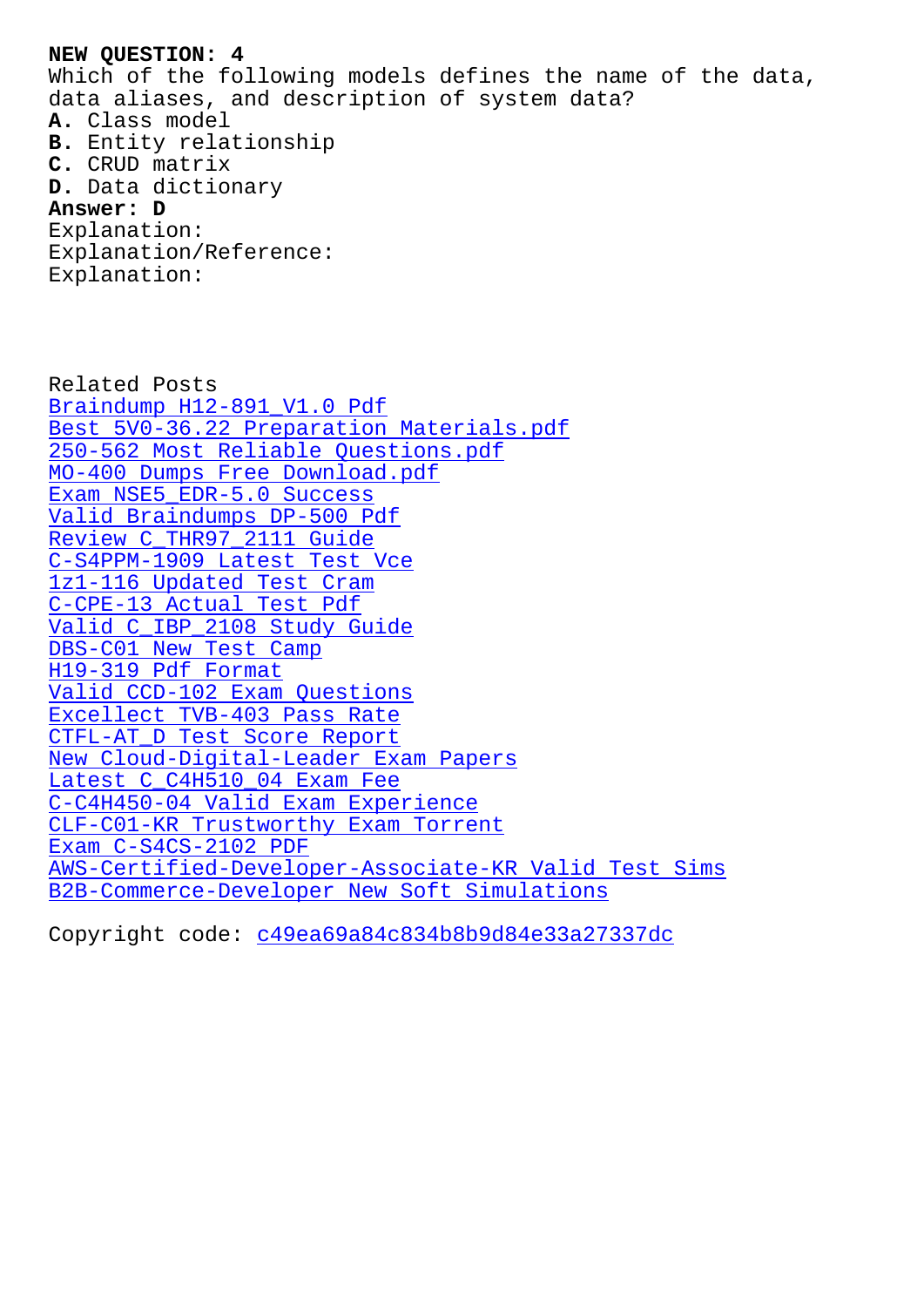**NEW QUESTION: 4**

Which of the following models defines the name of the data, data aliases, and description of system data?

**A.** Class model
**B.** Entity relationship
**C.** CRUD matrix
**D.** Data dictionary

**Answer: D**

Explanation:
Explanation/Reference:
Explanation:

Related Posts

- Braindump H12-891_V1.0 Pdf
- Best 5V0-36.22 Preparation Materials.pdf
- 250-562 Most Reliable Questions.pdf
- MO-400 Dumps Free Download.pdf
- Exam NSE5_EDR-5.0 Success
- Valid Braindumps DP-500 Pdf
- Review C_THR97_2111 Guide
- C-S4PPM-1909 Latest Test Vce
- 1z1-116 Updated Test Cram
- C-CPE-13 Actual Test Pdf
- Valid C_IBP_2108 Study Guide
- DBS-C01 New Test Camp
- H19-319 Pdf Format
- Valid CCD-102 Exam Questions
- Excellect TVB-403 Pass Rate
- CTFL-AT_D Test Score Report
- New Cloud-Digital-Leader Exam Papers
- Latest C_C4H510_04 Exam Fee
- C-C4H450-04 Valid Exam Experience
- CLF-C01-KR Trustworthy Exam Torrent
- Exam C-S4CS-2102 PDF
- AWS-Certified-Developer-Associate-KR Valid Test Sims
- B2B-Commerce-Developer New Soft Simulations

Copyright code: c49ea69a84c834b8b9d84e33a27337dc